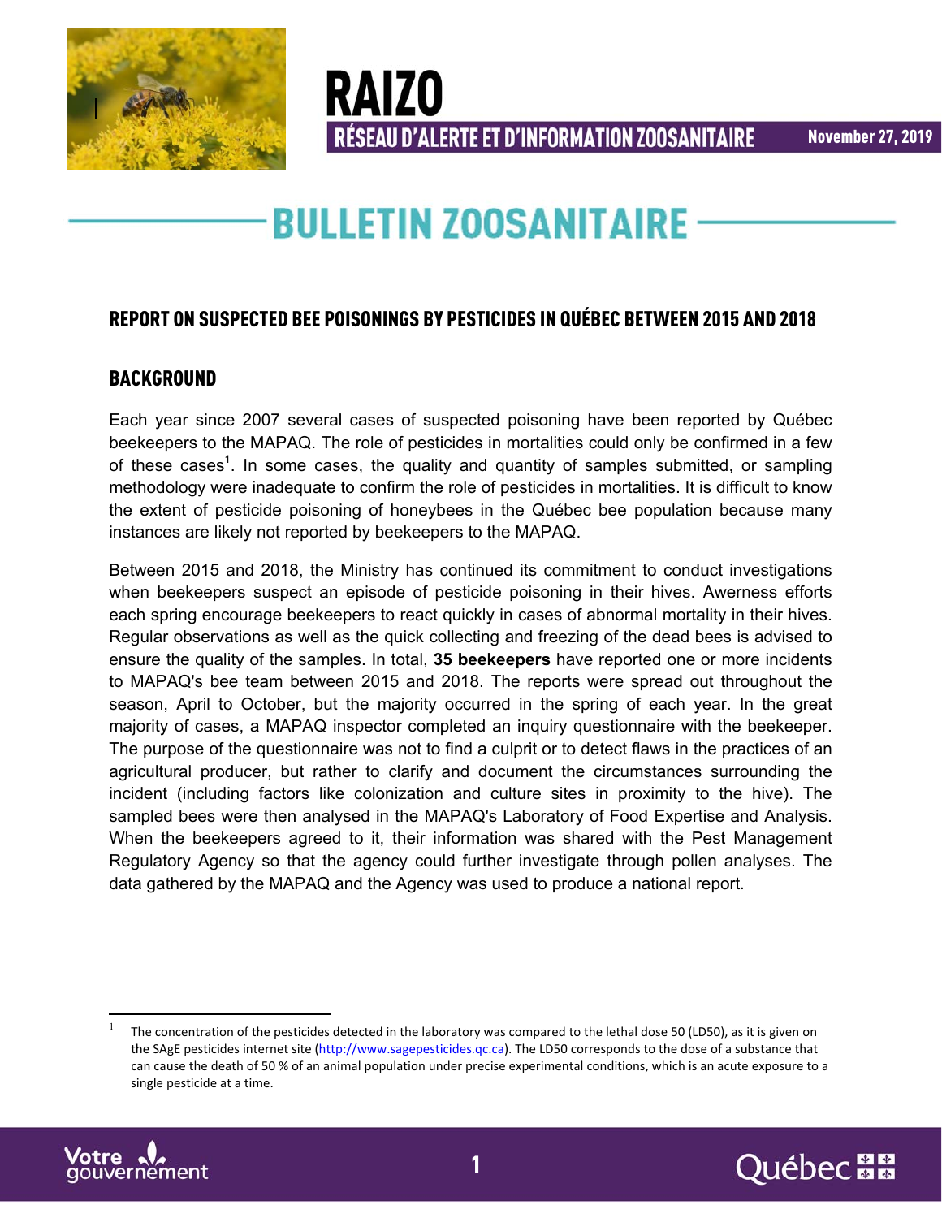# RAIZO

## RÉSEAU D'ALERTE ET D'INFORMATION ZOOSANITAIRE

November 27, 2019

# BULLETIN ZOOSANITAIRE

## REPORT ON SUSPECTED BEE POISONINGS BY PESTICIDES IN QUÉBEC BETWEEN 2015 AND 2018

### BACKGROUND

Each year since 2007 several cases of suspected poisoning have been reported by Québec beekeepers to the MAPAQ. The role of pesticides in mortalities could only be confirmed in a few of these cases[1]. In some cases, the quality and quantity of samples submitted, or sampling methodology were inadequate to confirm the role of pesticides in mortalities. It is difficult to know the extent of pesticide poisoning of honeybees in the Québec bee population because many instances are likely not reported by beekeepers to the MAPAQ.

Between 2015 and 2018, the Ministry has continued its commitment to conduct investigations when beekeepers suspect an episode of pesticide poisoning in their hives. Awerness efforts each spring encourage beekeepers to react quickly in cases of abnormal mortality in their hives. Regular observations as well as the quick collecting and freezing of the dead bees is advised to ensure the quality of the samples. In total, **35 beekeepers** have reported one or more incidents to MAPAQ's bee team between 2015 and 2018. The reports were spread out throughout the season, April to October, but the majority occurred in the spring of each year. In the great majority of cases, a MAPAQ inspector completed an inquiry questionnaire with the beekeeper. The purpose of the questionnaire was not to find a culprit or to detect flaws in the practices of an agricultural producer, but rather to clarify and document the circumstances surrounding the incident (including factors like colonization and culture sites in proximity to the hive). The sampled bees were then analysed in the MAPAQ's Laboratory of Food Expertise and Analysis. When the beekeepers agreed to it, their information was shared with the Pest Management Regulatory Agency so that the agency could further investigate through pollen analyses. The data gathered by the MAPAQ and the Agency was used to produce a national report.

---

[1] The concentration of the pesticides detected in the laboratory was compared to the lethal dose 50 (LD50), as it is given on the SAgE pesticides internet site (http://www.sagepesticides.qc.ca). The LD50 corresponds to the dose of a substance that can cause the death of 50 % of an animal population under precise experimental conditions, which is an acute exposure to a single pesticide at a time.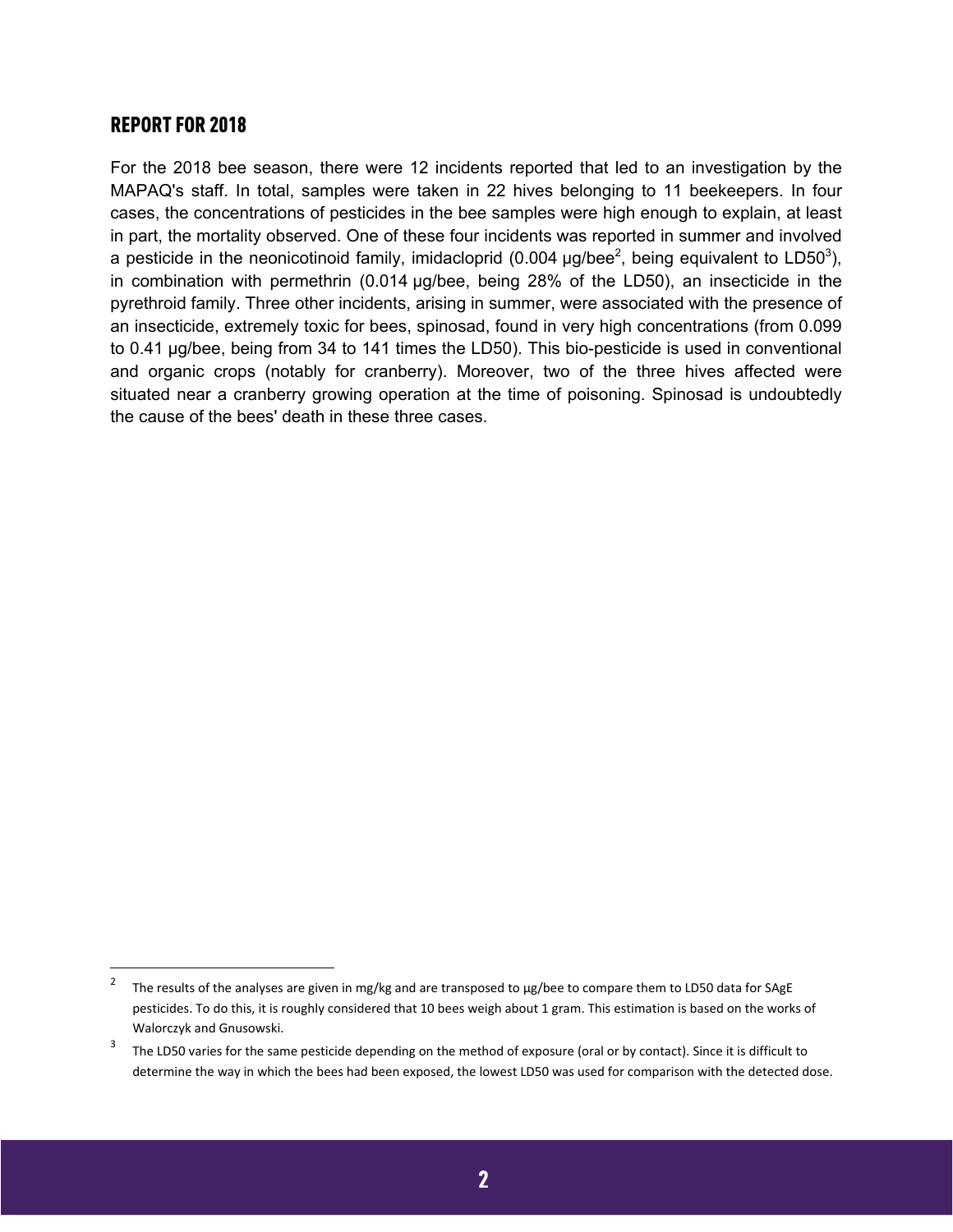## REPORT FOR 2018

For the 2018 bee season, there were 12 incidents reported that led to an investigation by the MAPAQ's staff. In total, samples were taken in 22 hives belonging to 11 beekeepers. In four cases, the concentrations of pesticides in the bee samples were high enough to explain, at least in part, the mortality observed. One of these four incidents was reported in summer and involved a pesticide in the neonicotinoid family, imidacloprid (0.004 µg/bee[2], being equivalent to LD50[3]), in combination with permethrin (0.014 µg/bee, being 28% of the LD50), an insecticide in the pyrethroid family. Three other incidents, arising in summer, were associated with the presence of an insecticide, extremely toxic for bees, spinosad, found in very high concentrations (from 0.099 to 0.41 µg/bee, being from 34 to 141 times the LD50). This bio-pesticide is used in conventional and organic crops (notably for cranberry). Moreover, two of the three hives affected were situated near a cranberry growing operation at the time of poisoning. Spinosad is undoubtedly the cause of the bees' death in these three cases.

---

[2] The results of the analyses are given in mg/kg and are transposed to µg/bee to compare them to LD50 data for SAgE pesticides. To do this, it is roughly considered that 10 bees weigh about 1 gram. This estimation is based on the works of Walorczyk and Gnusowski.

[3] The LD50 varies for the same pesticide depending on the method of exposure (oral or by contact). Since it is difficult to determine the way in which the bees had been exposed, the lowest LD50 was used for comparison with the detected dose.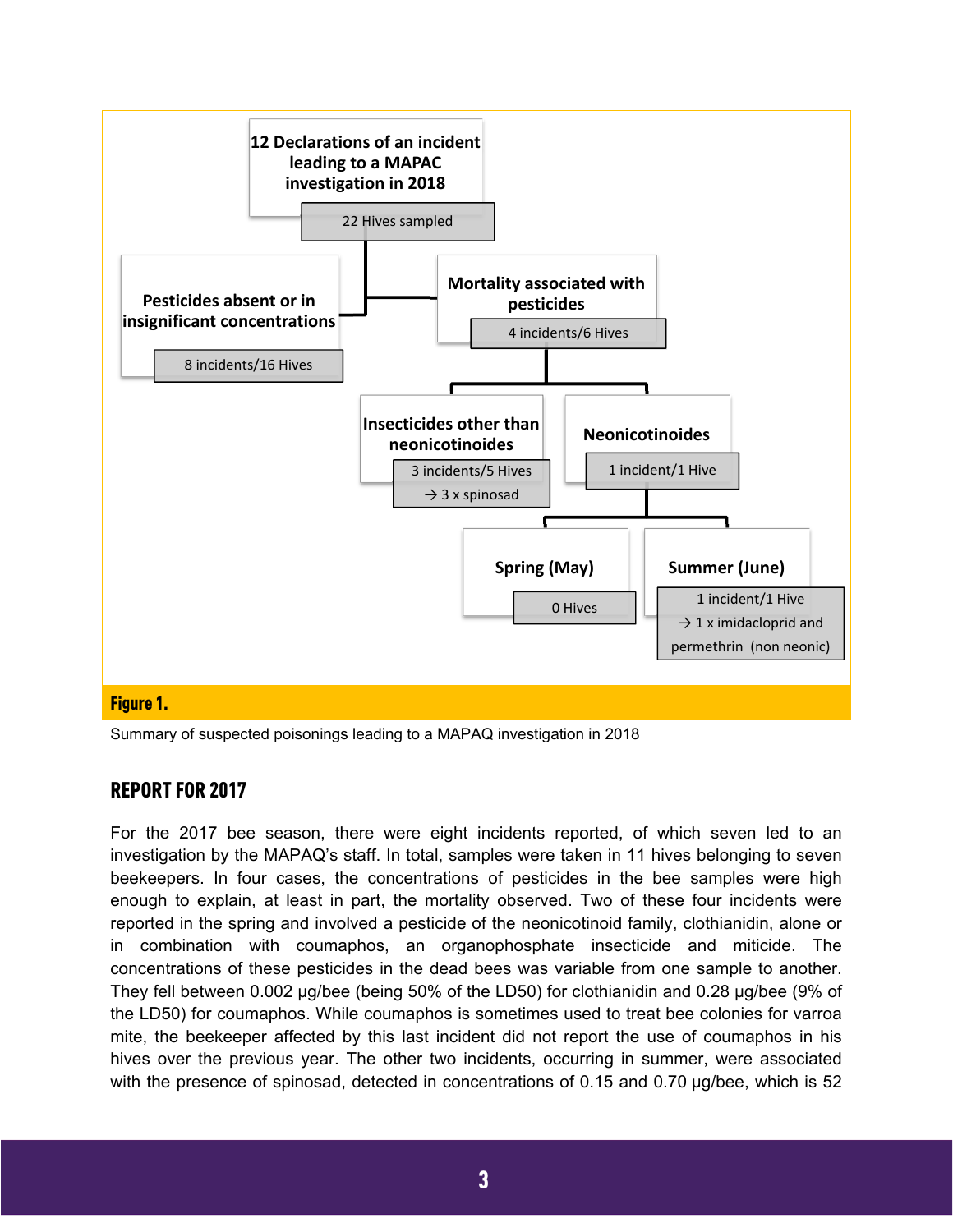12 Declarations of an incident leading to a MAPAC investigation in 2018

22 Hives sampled

Pesticides absent or in insignificant concentrations

8 incidents/16 Hives

Mortality associated with pesticides

4 incidents/6 Hives

Insecticides other than neonicotinoides

3 incidents/5 Hives
→ 3 x spinosad

Neonicotinoides

1 incident/1 Hive

Spring (May)

0 Hives

Summer (June)

1 incident/1 Hive
→ 1 x imidacloprid and permethrin (non neonic)

**Figure 1.**

Summary of suspected poisonings leading to a MAPAQ investigation in 2018

## REPORT FOR 2017

For the 2017 bee season, there were eight incidents reported, of which seven led to an investigation by the MAPAQ's staff. In total, samples were taken in 11 hives belonging to seven beekeepers. In four cases, the concentrations of pesticides in the bee samples were high enough to explain, at least in part, the mortality observed. Two of these four incidents were reported in the spring and involved a pesticide of the neonicotinoid family, clothianidin, alone or in combination with coumaphos, an organophosphate insecticide and miticide. The concentrations of these pesticides in the dead bees was variable from one sample to another. They fell between 0.002 µg/bee (being 50% of the LD50) for clothianidin and 0.28 µg/bee (9% of the LD50) for coumaphos. While coumaphos is sometimes used to treat bee colonies for varroa mite, the beekeeper affected by this last incident did not report the use of coumaphos in his hives over the previous year. The other two incidents, occurring in summer, were associated with the presence of spinosad, detected in concentrations of 0.15 and 0.70 µg/bee, which is 52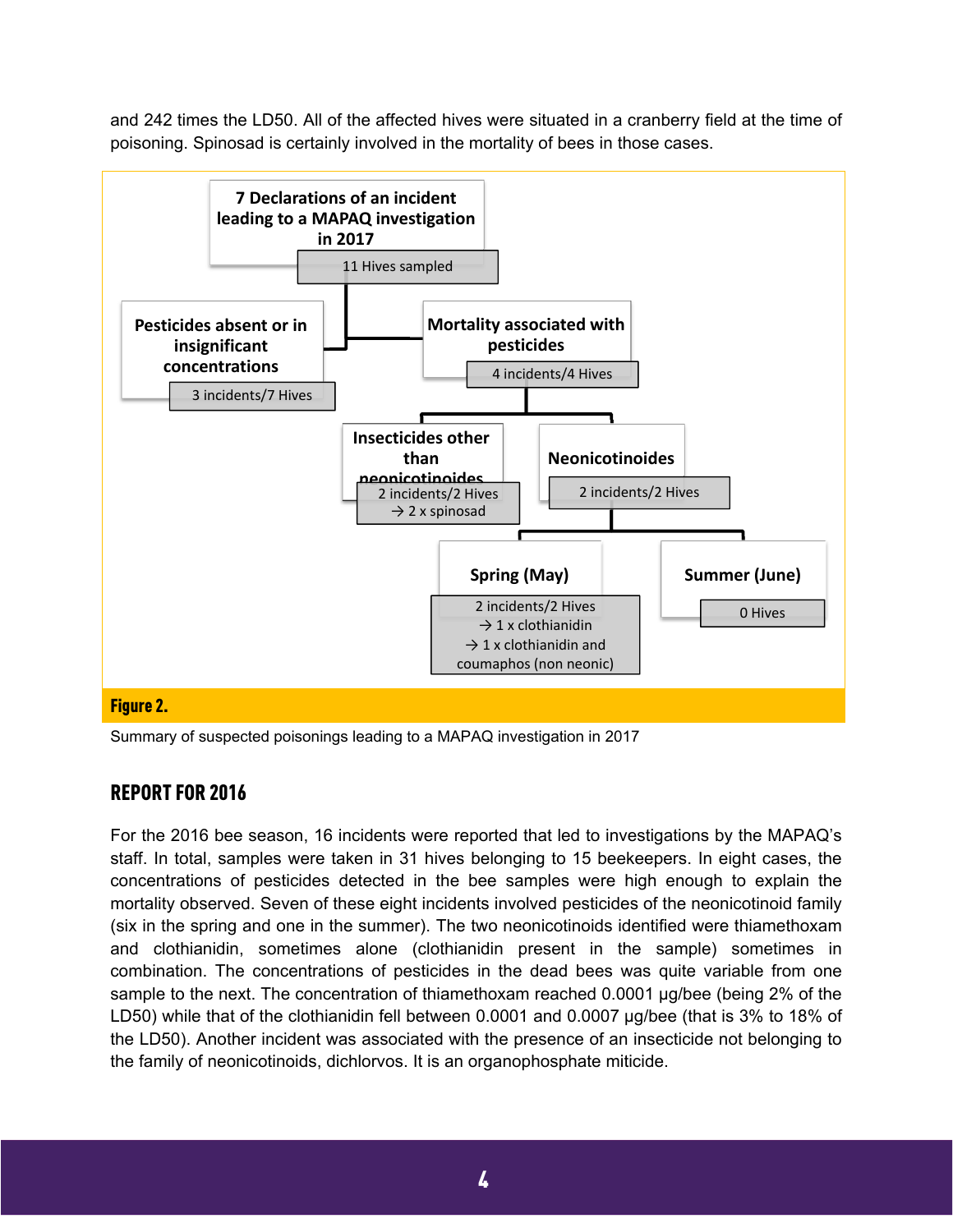and 242 times the LD50. All of the affected hives were situated in a cranberry field at the time of poisoning. Spinosad is certainly involved in the mortality of bees in those cases.

**7 Declarations of an incident leading to a MAPAQ investigation in 2017**
11 Hives sampled

- **Pesticides absent or in insignificant concentrations**
  3 incidents/7 Hives
- **Mortality associated with pesticides**
  4 incidents/4 Hives
  - **Insecticides other than neonicotinoides**
    2 incidents/2 Hives
    → 2 x spinosad
  - **Neonicotinoides**
    2 incidents/2 Hives
    - **Spring (May)**
      2 incidents/2 Hives
      → 1 x clothianidin
      → 1 x clothianidin and coumaphos (non neonic)
    - **Summer (June)**
      0 Hives

**Figure 2.**

Summary of suspected poisonings leading to a MAPAQ investigation in 2017

## REPORT FOR 2016

For the 2016 bee season, 16 incidents were reported that led to investigations by the MAPAQ's staff. In total, samples were taken in 31 hives belonging to 15 beekeepers. In eight cases, the concentrations of pesticides detected in the bee samples were high enough to explain the mortality observed. Seven of these eight incidents involved pesticides of the neonicotinoid family (six in the spring and one in the summer). The two neonicotinoids identified were thiamethoxam and clothianidin, sometimes alone (clothianidin present in the sample) sometimes in combination. The concentrations of pesticides in the dead bees was quite variable from one sample to the next. The concentration of thiamethoxam reached 0.0001 µg/bee (being 2% of the LD50) while that of the clothianidin fell between 0.0001 and 0.0007 µg/bee (that is 3% to 18% of the LD50). Another incident was associated with the presence of an insecticide not belonging to the family of neonicotinoids, dichlorvos. It is an organophosphate miticide.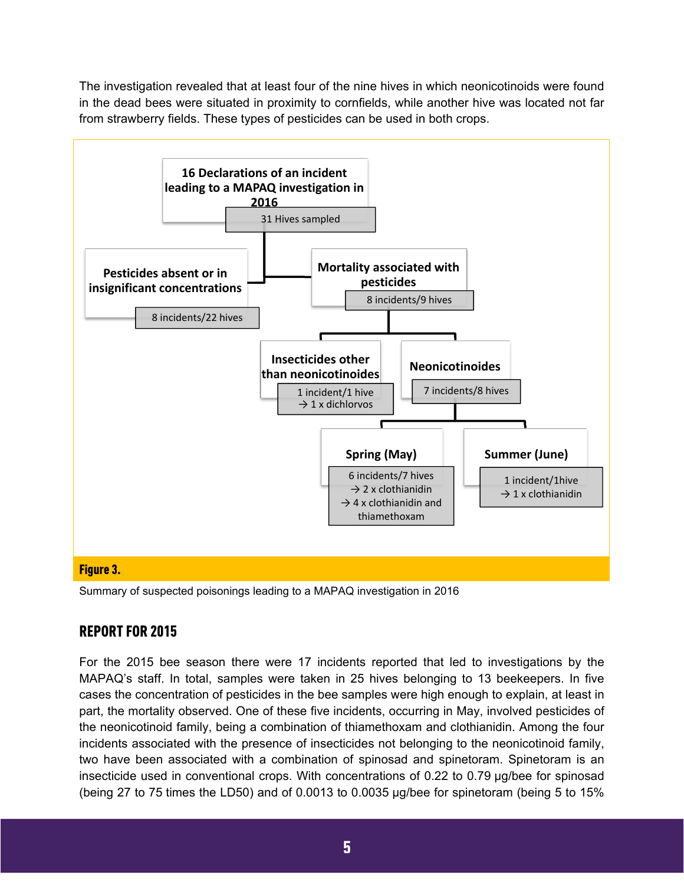The investigation revealed that at least four of the nine hives in which neonicotinoids were found in the dead bees were situated in proximity to cornfields, while another hive was located not far from strawberry fields. These types of pesticides can be used in both crops.

- **16 Declarations of an incident leading to a MAPAQ investigation in 2016** — 31 Hives sampled
  - **Pesticides absent or in insignificant concentrations** — 8 incidents/22 hives
  - **Mortality associated with pesticides** — 8 incidents/9 hives
    - **Insecticides other than neonicotinoides** — 1 incident/1 hive → 1 x dichlorvos
    - **Neonicotinoides** — 7 incidents/8 hives
      - **Spring (May)** — 6 incidents/7 hives → 2 x clothianidin → 4 x clothianidin and thiamethoxam
      - **Summer (June)** — 1 incident/1hive → 1 x clothianidin

**Figure 3.**

Summary of suspected poisonings leading to a MAPAQ investigation in 2016

## REPORT FOR 2015

For the 2015 bee season there were 17 incidents reported that led to investigations by the MAPAQ's staff. In total, samples were taken in 25 hives belonging to 13 beekeepers. In five cases the concentration of pesticides in the bee samples were high enough to explain, at least in part, the mortality observed. One of these five incidents, occurring in May, involved pesticides of the neonicotinoid family, being a combination of thiamethoxam and clothianidin. Among the four incidents associated with the presence of insecticides not belonging to the neonicotinoid family, two have been associated with a combination of spinosad and spinetoram. Spinetoram is an insecticide used in conventional crops. With concentrations of 0.22 to 0.79 µg/bee for spinosad (being 27 to 75 times the LD50) and of 0.0013 to 0.0035 µg/bee for spinetoram (being 5 to 15%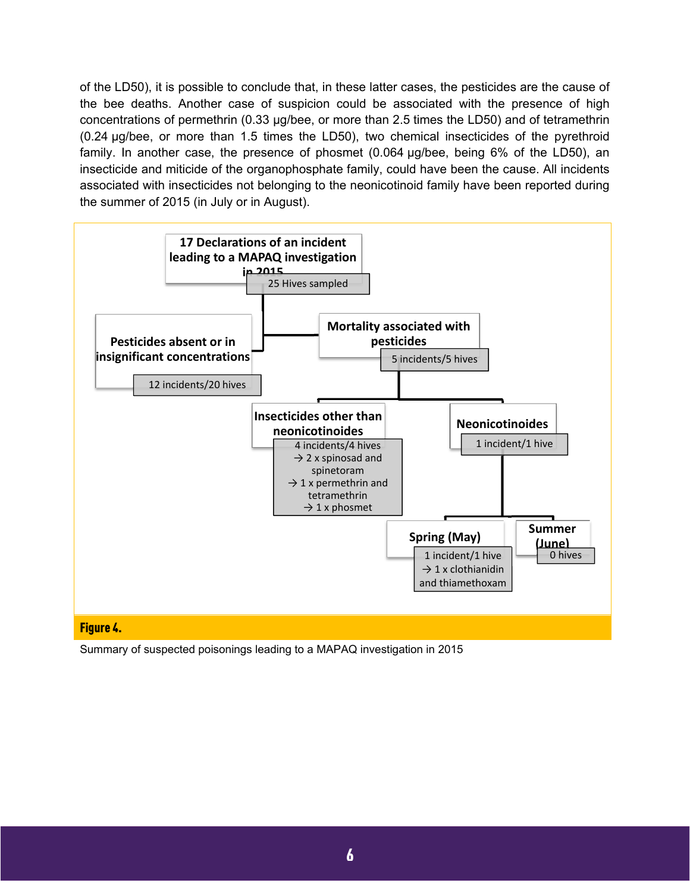of the LD50), it is possible to conclude that, in these latter cases, the pesticides are the cause of the bee deaths. Another case of suspicion could be associated with the presence of high concentrations of permethrin (0.33 µg/bee, or more than 2.5 times the LD50) and of tetramethrin (0.24 µg/bee, or more than 1.5 times the LD50), two chemical insecticides of the pyrethroid family. In another case, the presence of phosmet (0.064 µg/bee, being 6% of the LD50), an insecticide and miticide of the organophosphate family, could have been the cause. All incidents associated with insecticides not belonging to the neonicotinoid family have been reported during the summer of 2015 (in July or in August).

**17 Declarations of an incident leading to a MAPAQ investigation in 2015**
25 Hives sampled

- **Pesticides absent or in insignificant concentrations**
  12 incidents/20 hives
- **Mortality associated with pesticides**
  5 incidents/5 hives
  - **Insecticides other than neonicotinoides**
    4 incidents/4 hives
    → 2 x spinosad and spinetoram
    → 1 x permethrin and tetramethrin
    → 1 x phosmet
  - **Neonicotinoides**
    1 incident/1 hive
    - **Spring (May)**
      1 incident/1 hive
      → 1 x clothianidin and thiamethoxam
    - **Summer (June)**
      0 hives

**Figure 4.**

Summary of suspected poisonings leading to a MAPAQ investigation in 2015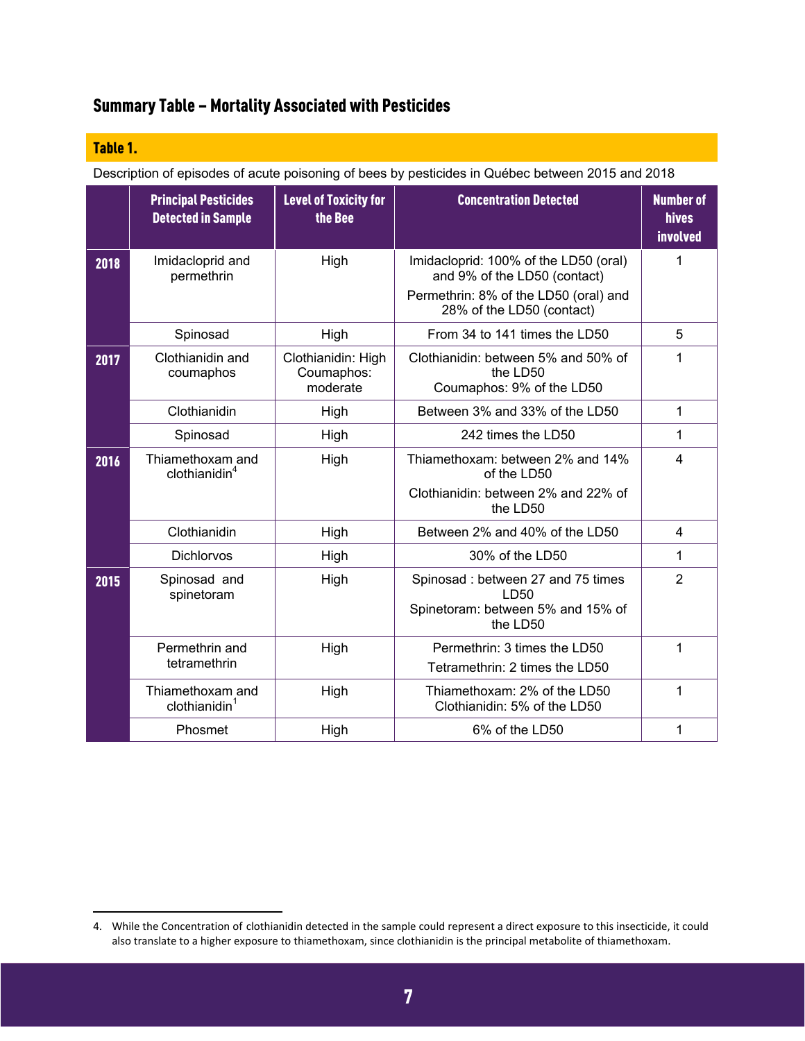## Summary Table – Mortality Associated with Pesticides

**Table 1.**

Description of episodes of acute poisoning of bees by pesticides in Québec between 2015 and 2018

| | Principal Pesticides Detected in Sample | Level of Toxicity for the Bee | Concentration Detected | Number of hives involved |
|---|---|---|---|---|
| **2018** | Imidacloprid and permethrin | High | Imidacloprid: 100% of the LD50 (oral) and 9% of the LD50 (contact)<br>Permethrin: 8% of the LD50 (oral) and 28% of the LD50 (contact) | 1 |
| | Spinosad | High | From 34 to 141 times the LD50 | 5 |
| **2017** | Clothianidin and coumaphos | Clothianidin: High<br>Coumaphos: moderate | Clothianidin: between 5% and 50% of the LD50<br>Coumaphos: 9% of the LD50 | 1 |
| | Clothianidin | High | Between 3% and 33% of the LD50 | 1 |
| | Spinosad | High | 242 times the LD50 | 1 |
| **2016** | Thiamethoxam and clothianidin[4] | High | Thiamethoxam: between 2% and 14% of the LD50<br>Clothianidin: between 2% and 22% of the LD50 | 4 |
| | Clothianidin | High | Between 2% and 40% of the LD50 | 4 |
| | Dichlorvos | High | 30% of the LD50 | 1 |
| **2015** | Spinosad and spinetoram | High | Spinosad : between 27 and 75 times LD50<br>Spinetoram: between 5% and 15% of the LD50 | 2 |
| | Permethrin and tetramethrin | High | Permethrin: 3 times the LD50<br>Tetramethrin: 2 times the LD50 | 1 |
| | Thiamethoxam and clothianidin[1] | High | Thiamethoxam: 2% of the LD50<br>Clothianidin: 5% of the LD50 | 1 |
| | Phosmet | High | 6% of the LD50 | 1 |

4. While the Concentration of clothianidin detected in the sample could represent a direct exposure to this insecticide, it could also translate to a higher exposure to thiamethoxam, since clothianidin is the principal metabolite of thiamethoxam.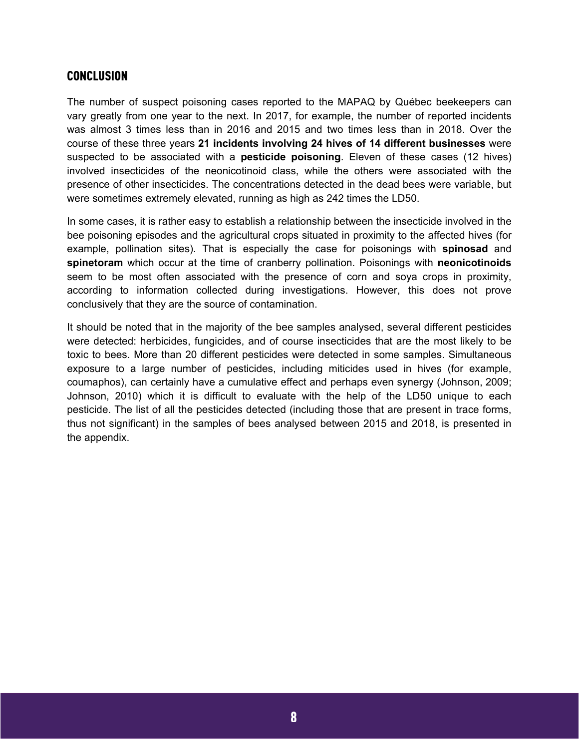## CONCLUSION

The number of suspect poisoning cases reported to the MAPAQ by Québec beekeepers can vary greatly from one year to the next. In 2017, for example, the number of reported incidents was almost 3 times less than in 2016 and 2015 and two times less than in 2018. Over the course of these three years **21 incidents involving 24 hives of 14 different businesses** were suspected to be associated with a **pesticide poisoning**. Eleven of these cases (12 hives) involved insecticides of the neonicotinoid class, while the others were associated with the presence of other insecticides. The concentrations detected in the dead bees were variable, but were sometimes extremely elevated, running as high as 242 times the LD50.

In some cases, it is rather easy to establish a relationship between the insecticide involved in the bee poisoning episodes and the agricultural crops situated in proximity to the affected hives (for example, pollination sites). That is especially the case for poisonings with **spinosad** and **spinetoram** which occur at the time of cranberry pollination. Poisonings with **neonicotinoids** seem to be most often associated with the presence of corn and soya crops in proximity, according to information collected during investigations. However, this does not prove conclusively that they are the source of contamination.

It should be noted that in the majority of the bee samples analysed, several different pesticides were detected: herbicides, fungicides, and of course insecticides that are the most likely to be toxic to bees. More than 20 different pesticides were detected in some samples. Simultaneous exposure to a large number of pesticides, including miticides used in hives (for example, coumaphos), can certainly have a cumulative effect and perhaps even synergy (Johnson, 2009; Johnson, 2010) which it is difficult to evaluate with the help of the LD50 unique to each pesticide. The list of all the pesticides detected (including those that are present in trace forms, thus not significant) in the samples of bees analysed between 2015 and 2018, is presented in the appendix.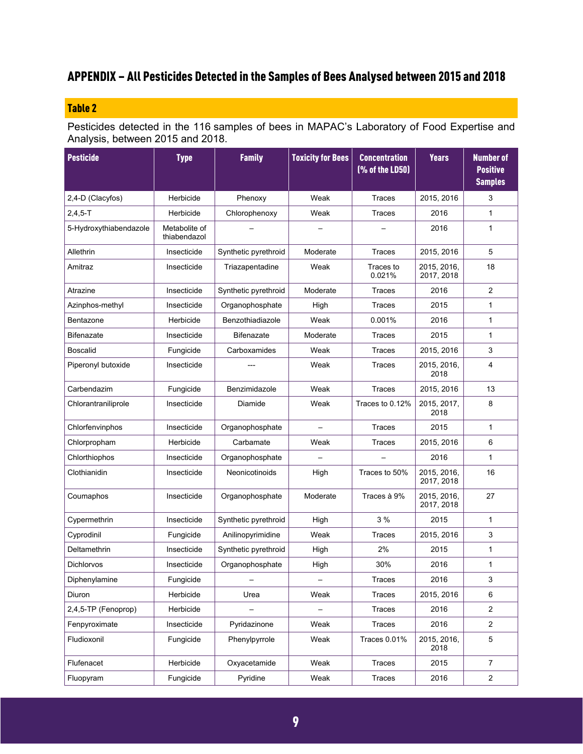## APPENDIX – All Pesticides Detected in the Samples of Bees Analysed between 2015 and 2018

### Table 2

Pesticides detected in the 116 samples of bees in MAPAC's Laboratory of Food Expertise and Analysis, between 2015 and 2018.

| Pesticide | Type | Family | Toxicity for Bees | Concentration (% of the LD50) | Years | Number of Positive Samples |
|---|---|---|---|---|---|---|
| 2,4-D (Clacyfos) | Herbicide | Phenoxy | Weak | Traces | 2015, 2016 | 3 |
| 2,4,5-T | Herbicide | Chlorophenoxy | Weak | Traces | 2016 | 1 |
| 5-Hydroxythiabendazole | Metabolite of thiabendazol | – | – | – | 2016 | 1 |
| Allethrin | Insecticide | Synthetic pyrethroid | Moderate | Traces | 2015, 2016 | 5 |
| Amitraz | Insecticide | Triazapentadine | Weak | Traces to 0.021% | 2015, 2016, 2017, 2018 | 18 |
| Atrazine | Insecticide | Synthetic pyrethroid | Moderate | Traces | 2016 | 2 |
| Azinphos-methyl | Insecticide | Organophosphate | High | Traces | 2015 | 1 |
| Bentazone | Herbicide | Benzothiadiazole | Weak | 0.001% | 2016 | 1 |
| Bifenazate | Insecticide | Bifenazate | Moderate | Traces | 2015 | 1 |
| Boscalid | Fungicide | Carboxamides | Weak | Traces | 2015, 2016 | 3 |
| Piperonyl butoxide | Insecticide | --- | Weak | Traces | 2015, 2016, 2018 | 4 |
| Carbendazim | Fungicide | Benzimidazole | Weak | Traces | 2015, 2016 | 13 |
| Chlorantraniliprole | Insecticide | Diamide | Weak | Traces to 0.12% | 2015, 2017, 2018 | 8 |
| Chlorfenvinphos | Insecticide | Organophosphate | – | Traces | 2015 | 1 |
| Chlorpropham | Herbicide | Carbamate | Weak | Traces | 2015, 2016 | 6 |
| Chlorthiophos | Insecticide | Organophosphate | – | – | 2016 | 1 |
| Clothianidin | Insecticide | Neonicotinoids | High | Traces to 50% | 2015, 2016, 2017, 2018 | 16 |
| Coumaphos | Insecticide | Organophosphate | Moderate | Traces à 9% | 2015, 2016, 2017, 2018 | 27 |
| Cypermethrin | Insecticide | Synthetic pyrethroid | High | 3 % | 2015 | 1 |
| Cyprodinil | Fungicide | Anilinopyrimidine | Weak | Traces | 2015, 2016 | 3 |
| Deltamethrin | Insecticide | Synthetic pyrethroid | High | 2% | 2015 | 1 |
| Dichlorvos | Insecticide | Organophosphate | High | 30% | 2016 | 1 |
| Diphenylamine | Fungicide | – | – | Traces | 2016 | 3 |
| Diuron | Herbicide | Urea | Weak | Traces | 2015, 2016 | 6 |
| 2,4,5-TP (Fenoprop) | Herbicide | – | – | Traces | 2016 | 2 |
| Fenpyroximate | Insecticide | Pyridazinone | Weak | Traces | 2016 | 2 |
| Fludioxonil | Fungicide | Phenylpyrrole | Weak | Traces 0.01% | 2015, 2016, 2018 | 5 |
| Flufenacet | Herbicide | Oxyacetamide | Weak | Traces | 2015 | 7 |
| Fluopyram | Fungicide | Pyridine | Weak | Traces | 2016 | 2 |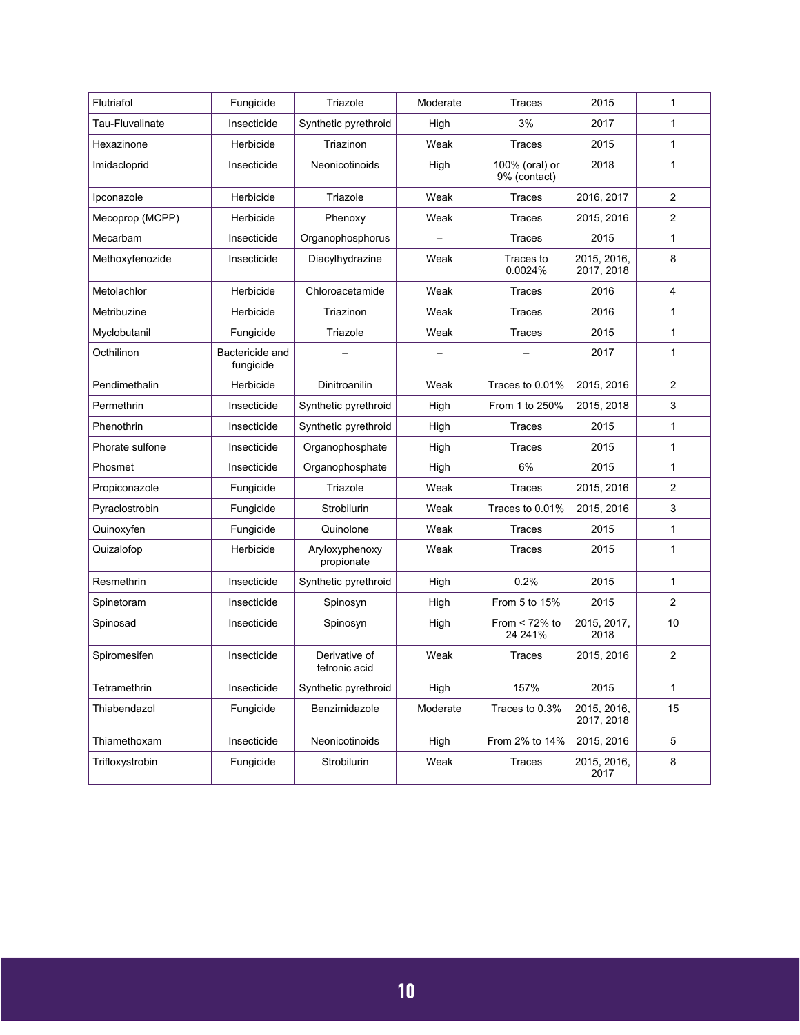| Flutriafol | Fungicide | Triazole | Moderate | Traces | 2015 | 1 |
|---|---|---|---|---|---|---|
| Tau-Fluvalinate | Insecticide | Synthetic pyrethroid | High | 3% | 2017 | 1 |
| Hexazinone | Herbicide | Triazinon | Weak | Traces | 2015 | 1 |
| Imidacloprid | Insecticide | Neonicotinoids | High | 100% (oral) or 9% (contact) | 2018 | 1 |
| Ipconazole | Herbicide | Triazole | Weak | Traces | 2016, 2017 | 2 |
| Mecoprop (MCPP) | Herbicide | Phenoxy | Weak | Traces | 2015, 2016 | 2 |
| Mecarbam | Insecticide | Organophosphorus | – | Traces | 2015 | 1 |
| Methoxyfenozide | Insecticide | Diacylhydrazine | Weak | Traces to 0.0024% | 2015, 2016, 2017, 2018 | 8 |
| Metolachlor | Herbicide | Chloroacetamide | Weak | Traces | 2016 | 4 |
| Metribuzine | Herbicide | Triazinon | Weak | Traces | 2016 | 1 |
| Myclobutanil | Fungicide | Triazole | Weak | Traces | 2015 | 1 |
| Octhilinon | Bactericide and fungicide | – | – | – | 2017 | 1 |
| Pendimethalin | Herbicide | Dinitroanilin | Weak | Traces to 0.01% | 2015, 2016 | 2 |
| Permethrin | Insecticide | Synthetic pyrethroid | High | From 1 to 250% | 2015, 2018 | 3 |
| Phenothrin | Insecticide | Synthetic pyrethroid | High | Traces | 2015 | 1 |
| Phorate sulfone | Insecticide | Organophosphate | High | Traces | 2015 | 1 |
| Phosmet | Insecticide | Organophosphate | High | 6% | 2015 | 1 |
| Propiconazole | Fungicide | Triazole | Weak | Traces | 2015, 2016 | 2 |
| Pyraclostrobin | Fungicide | Strobilurin | Weak | Traces to 0.01% | 2015, 2016 | 3 |
| Quinoxyfen | Fungicide | Quinolone | Weak | Traces | 2015 | 1 |
| Quizalofop | Herbicide | Aryloxyphenoxy propionate | Weak | Traces | 2015 | 1 |
| Resmethrin | Insecticide | Synthetic pyrethroid | High | 0.2% | 2015 | 1 |
| Spinetoram | Insecticide | Spinosyn | High | From 5 to 15% | 2015 | 2 |
| Spinosad | Insecticide | Spinosyn | High | From < 72% to 24 241% | 2015, 2017, 2018 | 10 |
| Spiromesifen | Insecticide | Derivative of tetronic acid | Weak | Traces | 2015, 2016 | 2 |
| Tetramethrin | Insecticide | Synthetic pyrethroid | High | 157% | 2015 | 1 |
| Thiabendazol | Fungicide | Benzimidazole | Moderate | Traces to 0.3% | 2015, 2016, 2017, 2018 | 15 |
| Thiamethoxam | Insecticide | Neonicotinoids | High | From 2% to 14% | 2015, 2016 | 5 |
| Trifloxystrobin | Fungicide | Strobilurin | Weak | Traces | 2015, 2016, 2017 | 8 |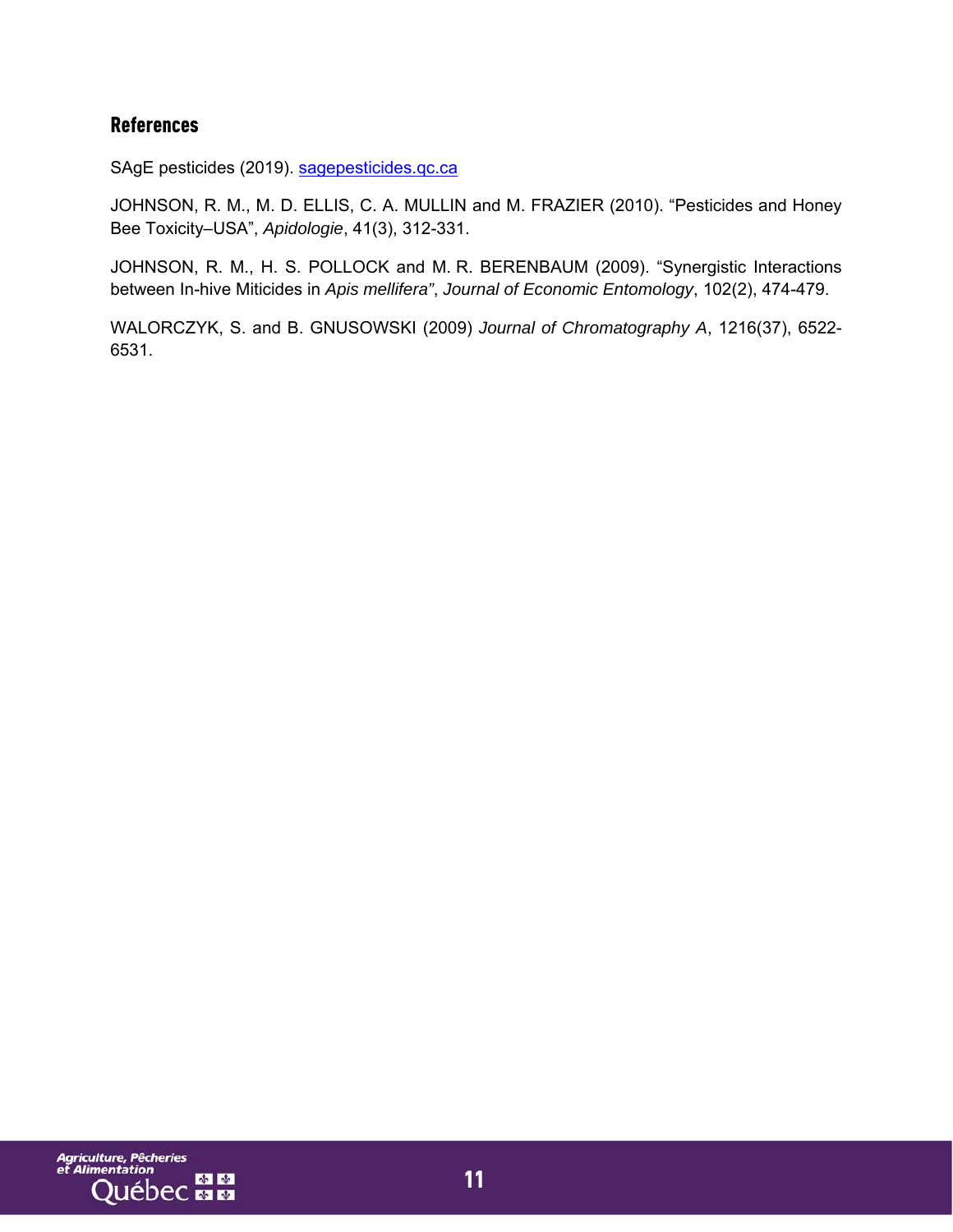## References

SAgE pesticides (2019). [sagepesticides.qc.ca](sagepesticides.qc.ca)

JOHNSON, R. M., M. D. ELLIS, C. A. MULLIN and M. FRAZIER (2010). "Pesticides and Honey Bee Toxicity–USA", *Apidologie*, 41(3), 312-331.

JOHNSON, R. M., H. S. POLLOCK and M. R. BERENBAUM (2009). "Synergistic Interactions between In-hive Miticides in *Apis mellifera*", *Journal of Economic Entomology*, 102(2), 474-479.

WALORCZYK, S. and B. GNUSOWSKI (2009) *Journal of Chromatography A*, 1216(37), 6522-6531.